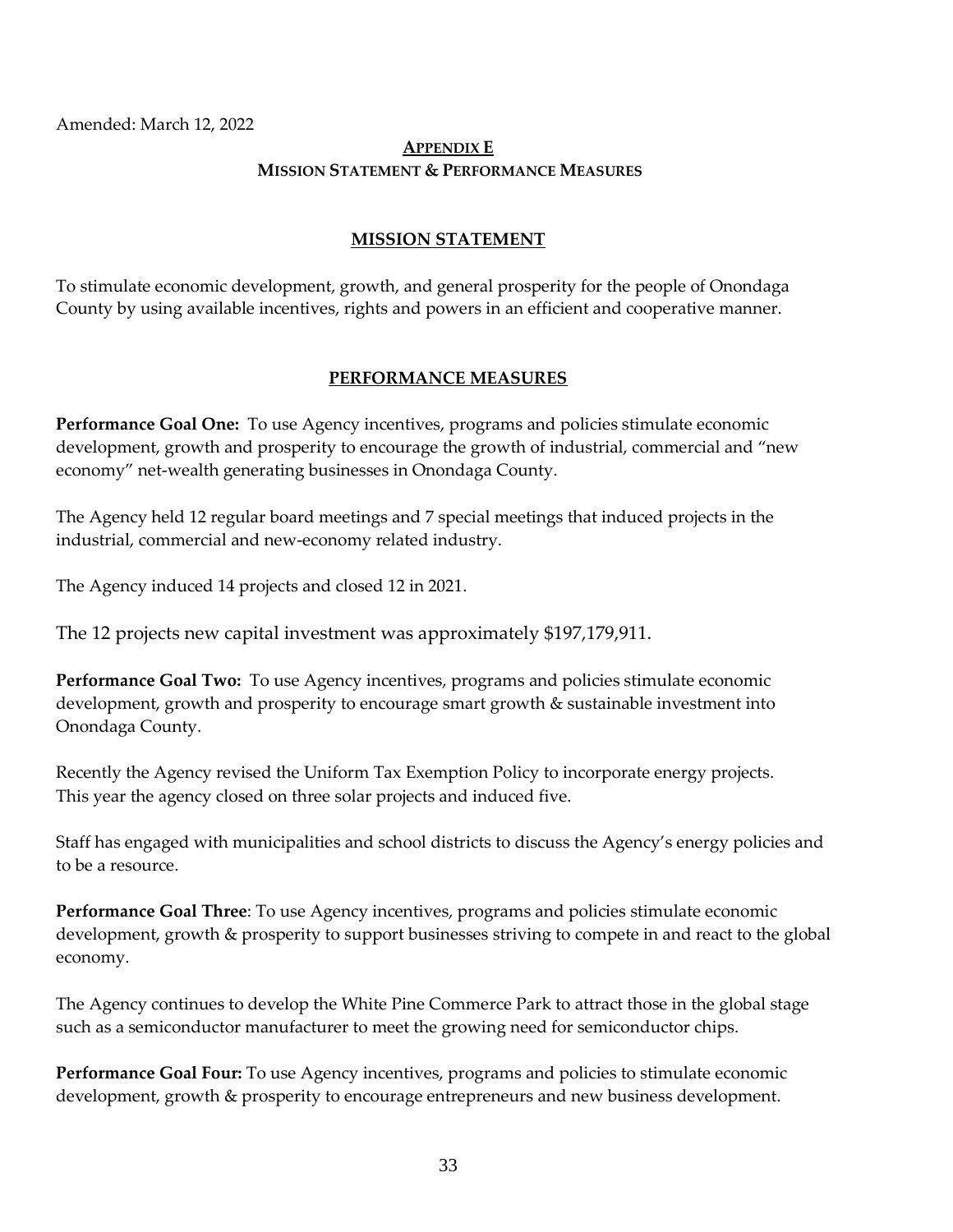Amended: March 12, 2022

## APPENDIX E
## MISSION STATEMENT & PERFORMANCE MEASURES

### MISSION STATEMENT

To stimulate economic development, growth, and general prosperity for the people of Onondaga County by using available incentives, rights and powers in an efficient and cooperative manner.

### PERFORMANCE MEASURES

**Performance Goal One:** To use Agency incentives, programs and policies stimulate economic development, growth and prosperity to encourage the growth of industrial, commercial and "new economy" net-wealth generating businesses in Onondaga County.

The Agency held 12 regular board meetings and 7 special meetings that induced projects in the industrial, commercial and new-economy related industry.

The Agency induced 14 projects and closed 12 in 2021.

The 12 projects new capital investment was approximately $197,179,911.

**Performance Goal Two:** To use Agency incentives, programs and policies stimulate economic development, growth and prosperity to encourage smart growth & sustainable investment into Onondaga County.

Recently the Agency revised the Uniform Tax Exemption Policy to incorporate energy projects. This year the agency closed on three solar projects and induced five.

Staff has engaged with municipalities and school districts to discuss the Agency's energy policies and to be a resource.

**Performance Goal Three**: To use Agency incentives, programs and policies stimulate economic development, growth & prosperity to support businesses striving to compete in and react to the global economy.

The Agency continues to develop the White Pine Commerce Park to attract those in the global stage such as a semiconductor manufacturer to meet the growing need for semiconductor chips.

**Performance Goal Four:** To use Agency incentives, programs and policies to stimulate economic development, growth & prosperity to encourage entrepreneurs and new business development.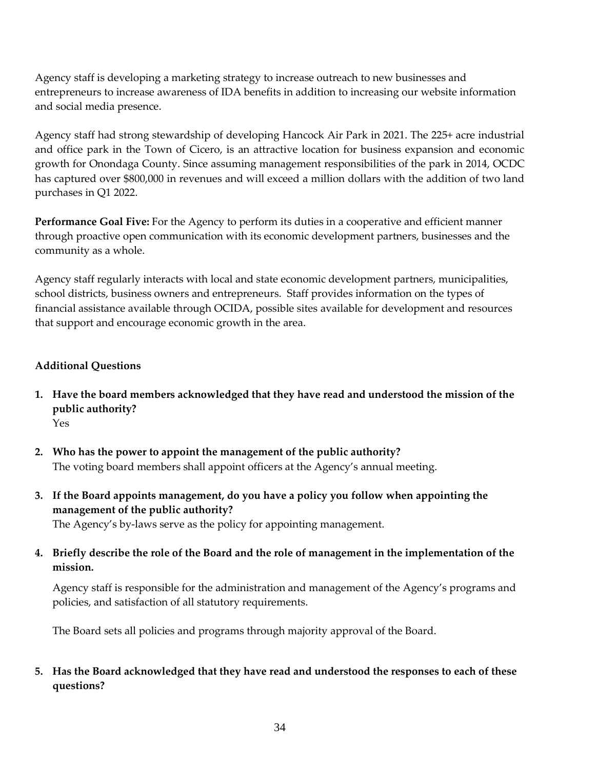Agency staff is developing a marketing strategy to increase outreach to new businesses and entrepreneurs to increase awareness of IDA benefits in addition to increasing our website information and social media presence.

Agency staff had strong stewardship of developing Hancock Air Park in 2021. The 225+ acre industrial and office park in the Town of Cicero, is an attractive location for business expansion and economic growth for Onondaga County. Since assuming management responsibilities of the park in 2014, OCDC has captured over $800,000 in revenues and will exceed a million dollars with the addition of two land purchases in Q1 2022.

**Performance Goal Five:** For the Agency to perform its duties in a cooperative and efficient manner through proactive open communication with its economic development partners, businesses and the community as a whole.

Agency staff regularly interacts with local and state economic development partners, municipalities, school districts, business owners and entrepreneurs. Staff provides information on the types of financial assistance available through OCIDA, possible sites available for development and resources that support and encourage economic growth in the area.

**Additional Questions**

1. **Have the board members acknowledged that they have read and understood the mission of the public authority?**
   Yes

2. **Who has the power to appoint the management of the public authority?**
   The voting board members shall appoint officers at the Agency's annual meeting.

3. **If the Board appoints management, do you have a policy you follow when appointing the management of the public authority?**
   The Agency's by-laws serve as the policy for appointing management.

4. **Briefly describe the role of the Board and the role of management in the implementation of the mission.**

   Agency staff is responsible for the administration and management of the Agency's programs and policies, and satisfaction of all statutory requirements.

   The Board sets all policies and programs through majority approval of the Board.

5. **Has the Board acknowledged that they have read and understood the responses to each of these questions?**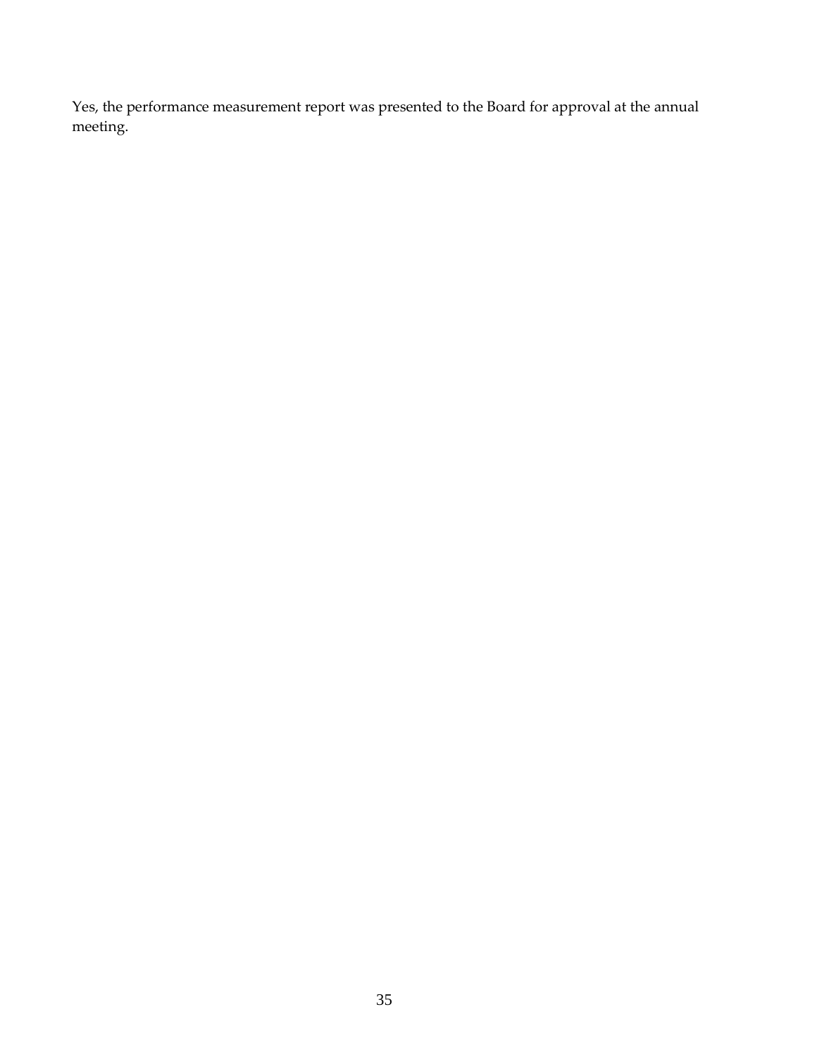Yes, the performance measurement report was presented to the Board for approval at the annual meeting.